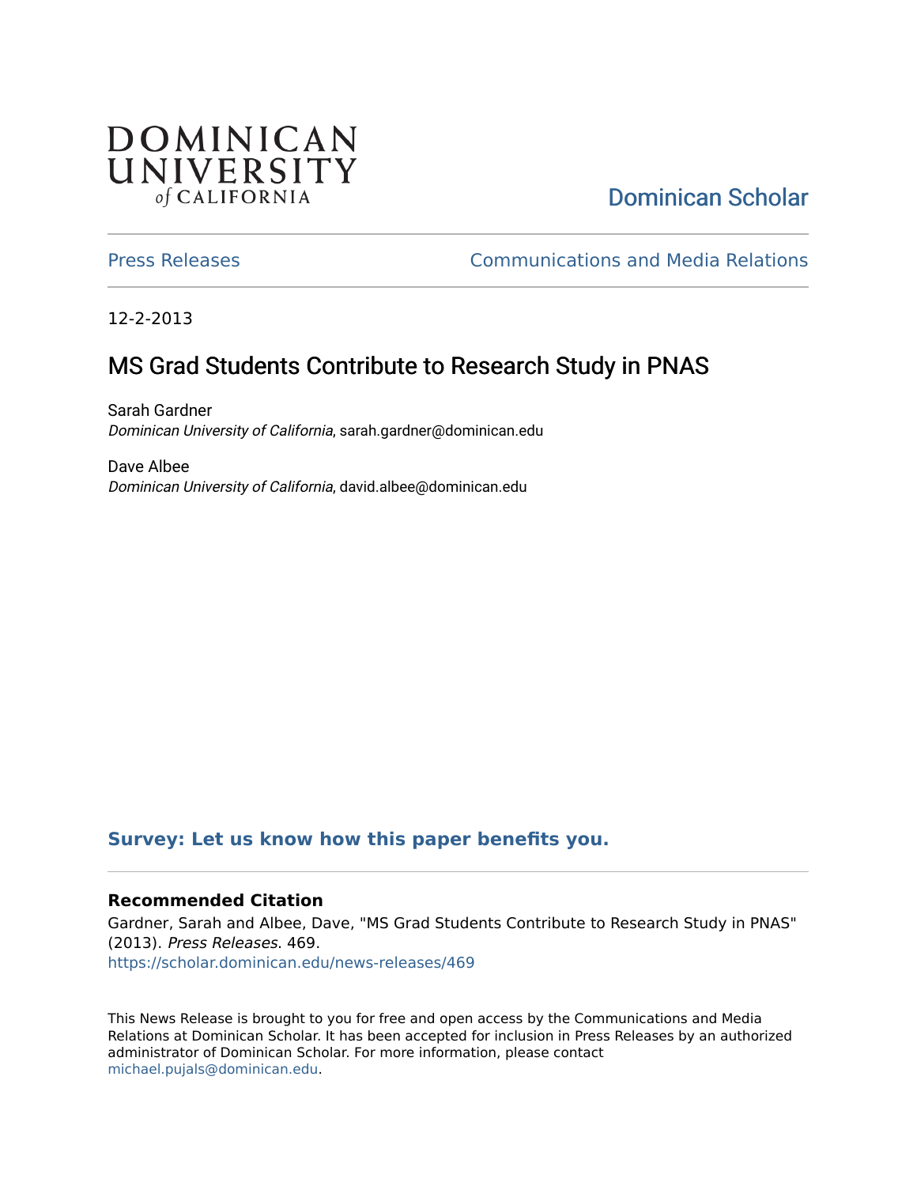DOMINICAN UNIVERSITY *of* CALIFORNIA

Dominican Scholar

Press Releases | Communications and Media Relations

12-2-2013

# MS Grad Students Contribute to Research Study in PNAS

Sarah Gardner
*Dominican University of California*, sarah.gardner@dominican.edu

Dave Albee
*Dominican University of California*, david.albee@dominican.edu

**Survey: Let us know how this paper benefits you.**

### Recommended Citation

Gardner, Sarah and Albee, Dave, "MS Grad Students Contribute to Research Study in PNAS" (2013). *Press Releases*. 469.
https://scholar.dominican.edu/news-releases/469

This News Release is brought to you for free and open access by the Communications and Media Relations at Dominican Scholar. It has been accepted for inclusion in Press Releases by an authorized administrator of Dominican Scholar. For more information, please contact michael.pujals@dominican.edu.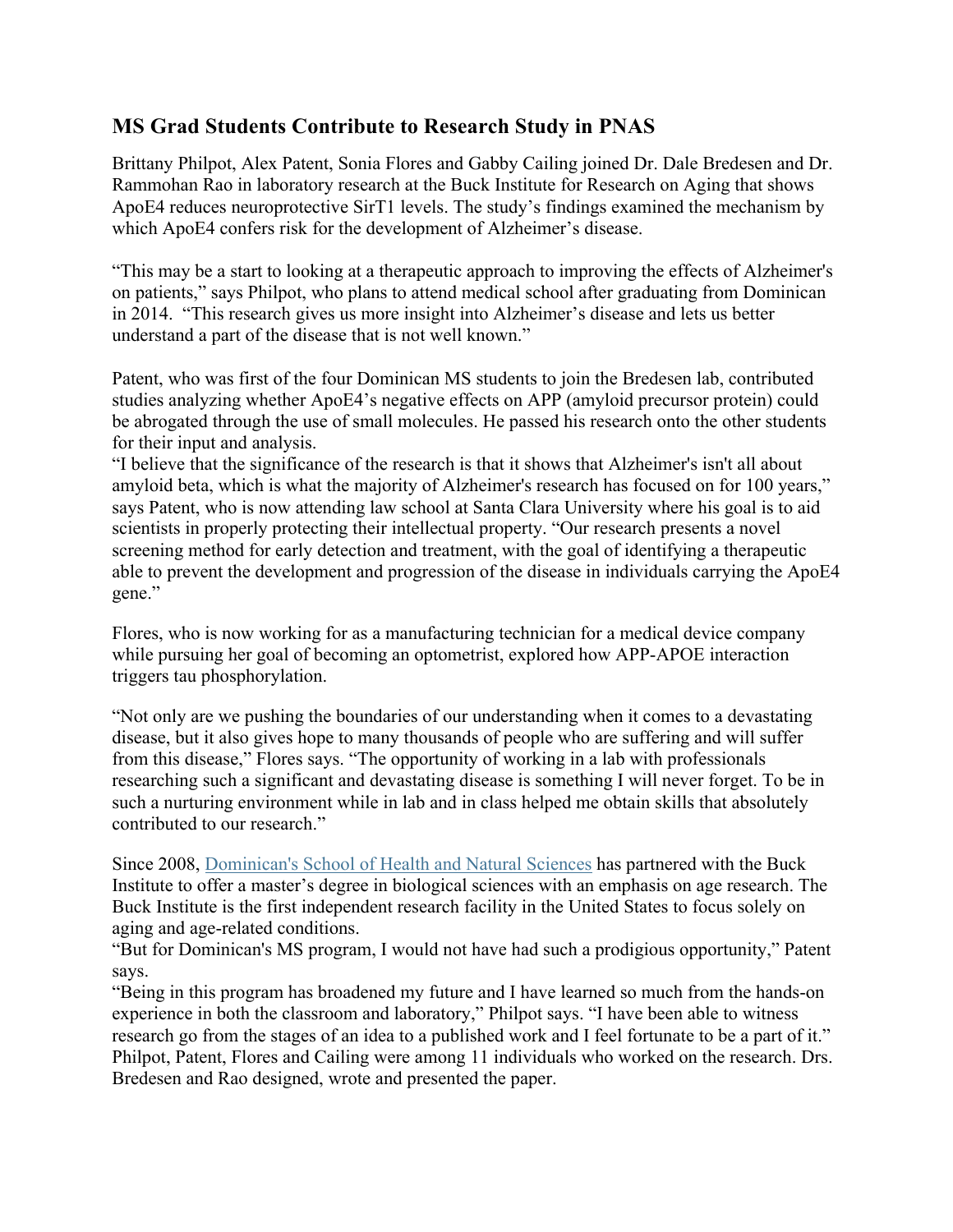## MS Grad Students Contribute to Research Study in PNAS

Brittany Philpot, Alex Patent, Sonia Flores and Gabby Cailing joined Dr. Dale Bredesen and Dr. Rammohan Rao in laboratory research at the Buck Institute for Research on Aging that shows ApoE4 reduces neuroprotective SirT1 levels. The study's findings examined the mechanism by which ApoE4 confers risk for the development of Alzheimer's disease.

"This may be a start to looking at a therapeutic approach to improving the effects of Alzheimer's on patients," says Philpot, who plans to attend medical school after graduating from Dominican in 2014. "This research gives us more insight into Alzheimer's disease and lets us better understand a part of the disease that is not well known."

Patent, who was first of the four Dominican MS students to join the Bredesen lab, contributed studies analyzing whether ApoE4's negative effects on APP (amyloid precursor protein) could be abrogated through the use of small molecules. He passed his research onto the other students for their input and analysis.

"I believe that the significance of the research is that it shows that Alzheimer's isn't all about amyloid beta, which is what the majority of Alzheimer's research has focused on for 100 years," says Patent, who is now attending law school at Santa Clara University where his goal is to aid scientists in properly protecting their intellectual property. "Our research presents a novel screening method for early detection and treatment, with the goal of identifying a therapeutic able to prevent the development and progression of the disease in individuals carrying the ApoE4 gene."

Flores, who is now working for as a manufacturing technician for a medical device company while pursuing her goal of becoming an optometrist, explored how APP-APOE interaction triggers tau phosphorylation.

"Not only are we pushing the boundaries of our understanding when it comes to a devastating disease, but it also gives hope to many thousands of people who are suffering and will suffer from this disease," Flores says. "The opportunity of working in a lab with professionals researching such a significant and devastating disease is something I will never forget. To be in such a nurturing environment while in lab and in class helped me obtain skills that absolutely contributed to our research."

Since 2008, Dominican's School of Health and Natural Sciences has partnered with the Buck Institute to offer a master's degree in biological sciences with an emphasis on age research. The Buck Institute is the first independent research facility in the United States to focus solely on aging and age-related conditions.

"But for Dominican's MS program, I would not have had such a prodigious opportunity," Patent says.

"Being in this program has broadened my future and I have learned so much from the hands-on experience in both the classroom and laboratory," Philpot says. "I have been able to witness research go from the stages of an idea to a published work and I feel fortunate to be a part of it."

Philpot, Patent, Flores and Cailing were among 11 individuals who worked on the research. Drs. Bredesen and Rao designed, wrote and presented the paper.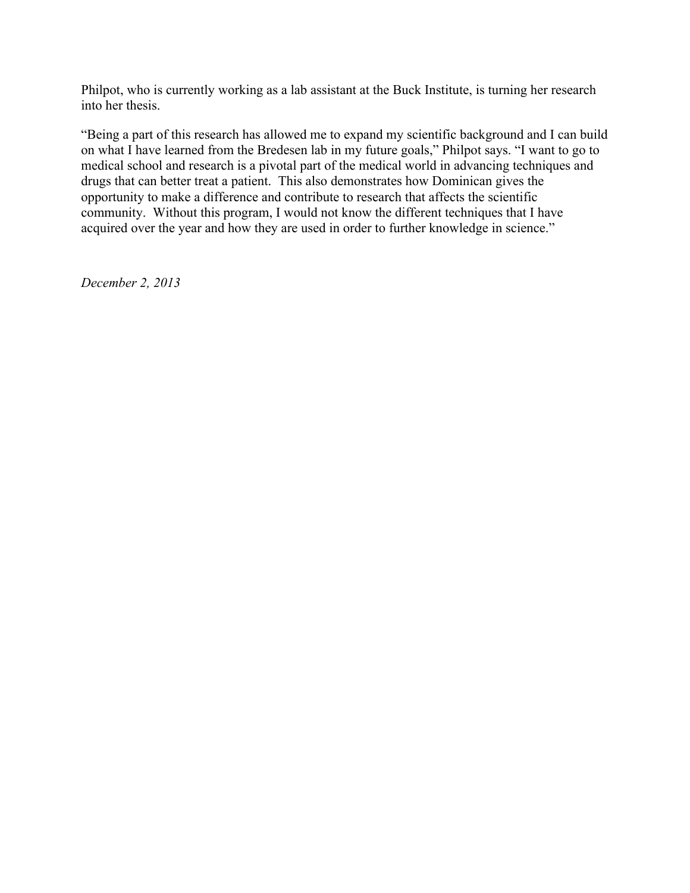Philpot, who is currently working as a lab assistant at the Buck Institute, is turning her research into her thesis.

“Being a part of this research has allowed me to expand my scientific background and I can build on what I have learned from the Bredesen lab in my future goals,” Philpot says. “I want to go to medical school and research is a pivotal part of the medical world in advancing techniques and drugs that can better treat a patient. This also demonstrates how Dominican gives the opportunity to make a difference and contribute to research that affects the scientific community. Without this program, I would not know the different techniques that I have acquired over the year and how they are used in order to further knowledge in science.”

*December 2, 2013*